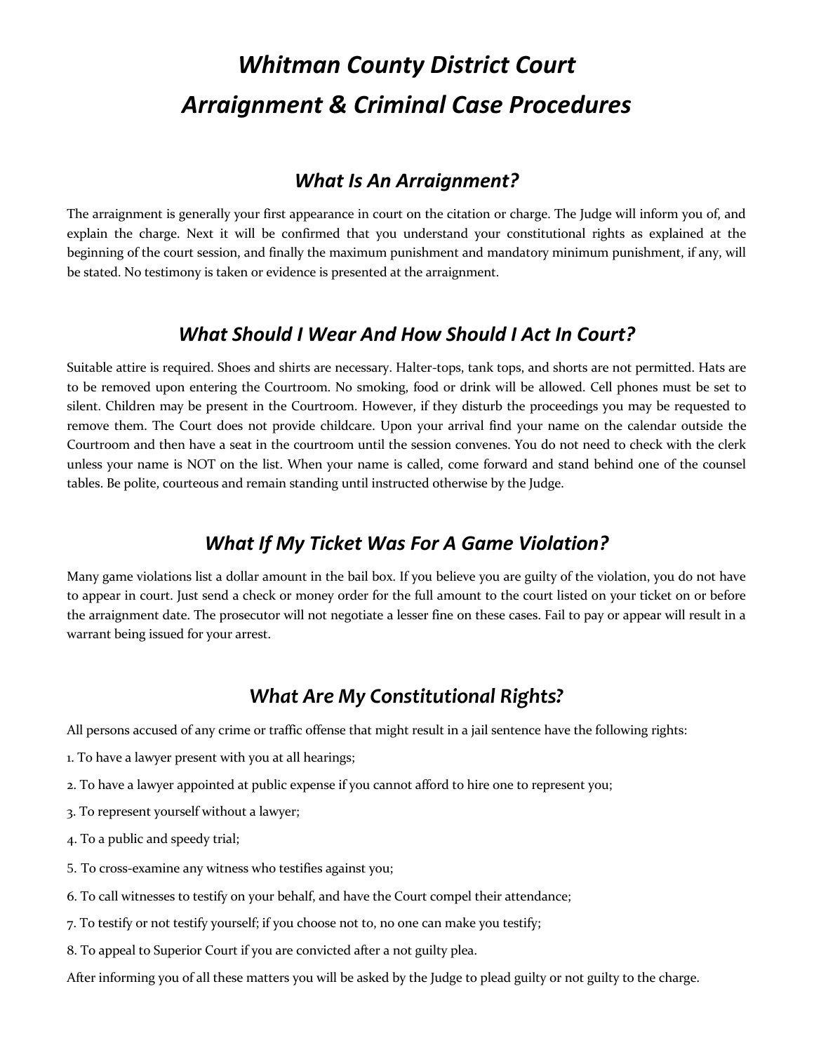# *Whitman County District Court Arraignment & Criminal Case Procedures*

## *What Is An Arraignment?*

The arraignment is generally your first appearance in court on the citation or charge. The Judge will inform you of, and explain the charge. Next it will be confirmed that you understand your constitutional rights as explained at the beginning of the court session, and finally the maximum punishment and mandatory minimum punishment, if any, will be stated. No testimony is taken or evidence is presented at the arraignment.

## *What Should I Wear And How Should I Act In Court?*

Suitable attire is required. Shoes and shirts are necessary. Halter-tops, tank tops, and shorts are not permitted. Hats are to be removed upon entering the Courtroom. No smoking, food or drink will be allowed. Cell phones must be set to silent. Children may be present in the Courtroom. However, if they disturb the proceedings you may be requested to remove them. The Court does not provide childcare. Upon your arrival find your name on the calendar outside the Courtroom and then have a seat in the courtroom until the session convenes. You do not need to check with the clerk unless your name is NOT on the list. When your name is called, come forward and stand behind one of the counsel tables. Be polite, courteous and remain standing until instructed otherwise by the Judge.

## *What If My Ticket Was For A Game Violation?*

Many game violations list a dollar amount in the bail box. If you believe you are guilty of the violation, you do not have to appear in court. Just send a check or money order for the full amount to the court listed on your ticket on or before the arraignment date. The prosecutor will not negotiate a lesser fine on these cases. Fail to pay or appear will result in a warrant being issued for your arrest.

## *What Are My Constitutional Rights?*

All persons accused of any crime or traffic offense that might result in a jail sentence have the following rights:

1. To have a lawyer present with you at all hearings;
2. To have a lawyer appointed at public expense if you cannot afford to hire one to represent you;
3. To represent yourself without a lawyer;
4. To a public and speedy trial;
5. To cross-examine any witness who testifies against you;
6. To call witnesses to testify on your behalf, and have the Court compel their attendance;
7. To testify or not testify yourself; if you choose not to, no one can make you testify;
8. To appeal to Superior Court if you are convicted after a not guilty plea.

After informing you of all these matters you will be asked by the Judge to plead guilty or not guilty to the charge.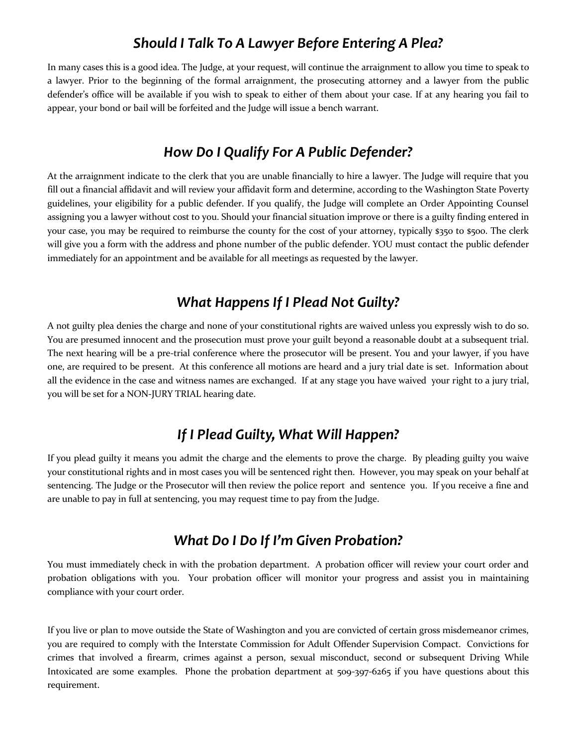## *Should I Talk To A Lawyer Before Entering A Plea?*

In many cases this is a good idea. The Judge, at your request, will continue the arraignment to allow you time to speak to a lawyer. Prior to the beginning of the formal arraignment, the prosecuting attorney and a lawyer from the public defender's office will be available if you wish to speak to either of them about your case. If at any hearing you fail to appear, your bond or bail will be forfeited and the Judge will issue a bench warrant.

## *How Do I Qualify For A Public Defender?*

At the arraignment indicate to the clerk that you are unable financially to hire a lawyer. The Judge will require that you fill out a financial affidavit and will review your affidavit form and determine, according to the Washington State Poverty guidelines, your eligibility for a public defender. If you qualify, the Judge will complete an Order Appointing Counsel assigning you a lawyer without cost to you. Should your financial situation improve or there is a guilty finding entered in your case, you may be required to reimburse the county for the cost of your attorney, typically $350 to $500. The clerk will give you a form with the address and phone number of the public defender. YOU must contact the public defender immediately for an appointment and be available for all meetings as requested by the lawyer.

## *What Happens If I Plead Not Guilty?*

A not guilty plea denies the charge and none of your constitutional rights are waived unless you expressly wish to do so. You are presumed innocent and the prosecution must prove your guilt beyond a reasonable doubt at a subsequent trial. The next hearing will be a pre-trial conference where the prosecutor will be present. You and your lawyer, if you have one, are required to be present. At this conference all motions are heard and a jury trial date is set. Information about all the evidence in the case and witness names are exchanged. If at any stage you have waived your right to a jury trial, you will be set for a NON-JURY TRIAL hearing date.

## *If I Plead Guilty, What Will Happen?*

If you plead guilty it means you admit the charge and the elements to prove the charge. By pleading guilty you waive your constitutional rights and in most cases you will be sentenced right then. However, you may speak on your behalf at sentencing. The Judge or the Prosecutor will then review the police report and sentence you. If you receive a fine and are unable to pay in full at sentencing, you may request time to pay from the Judge.

## *What Do I Do If I'm Given Probation?*

You must immediately check in with the probation department. A probation officer will review your court order and probation obligations with you. Your probation officer will monitor your progress and assist you in maintaining compliance with your court order.

If you live or plan to move outside the State of Washington and you are convicted of certain gross misdemeanor crimes, you are required to comply with the Interstate Commission for Adult Offender Supervision Compact. Convictions for crimes that involved a firearm, crimes against a person, sexual misconduct, second or subsequent Driving While Intoxicated are some examples. Phone the probation department at 509-397-6265 if you have questions about this requirement.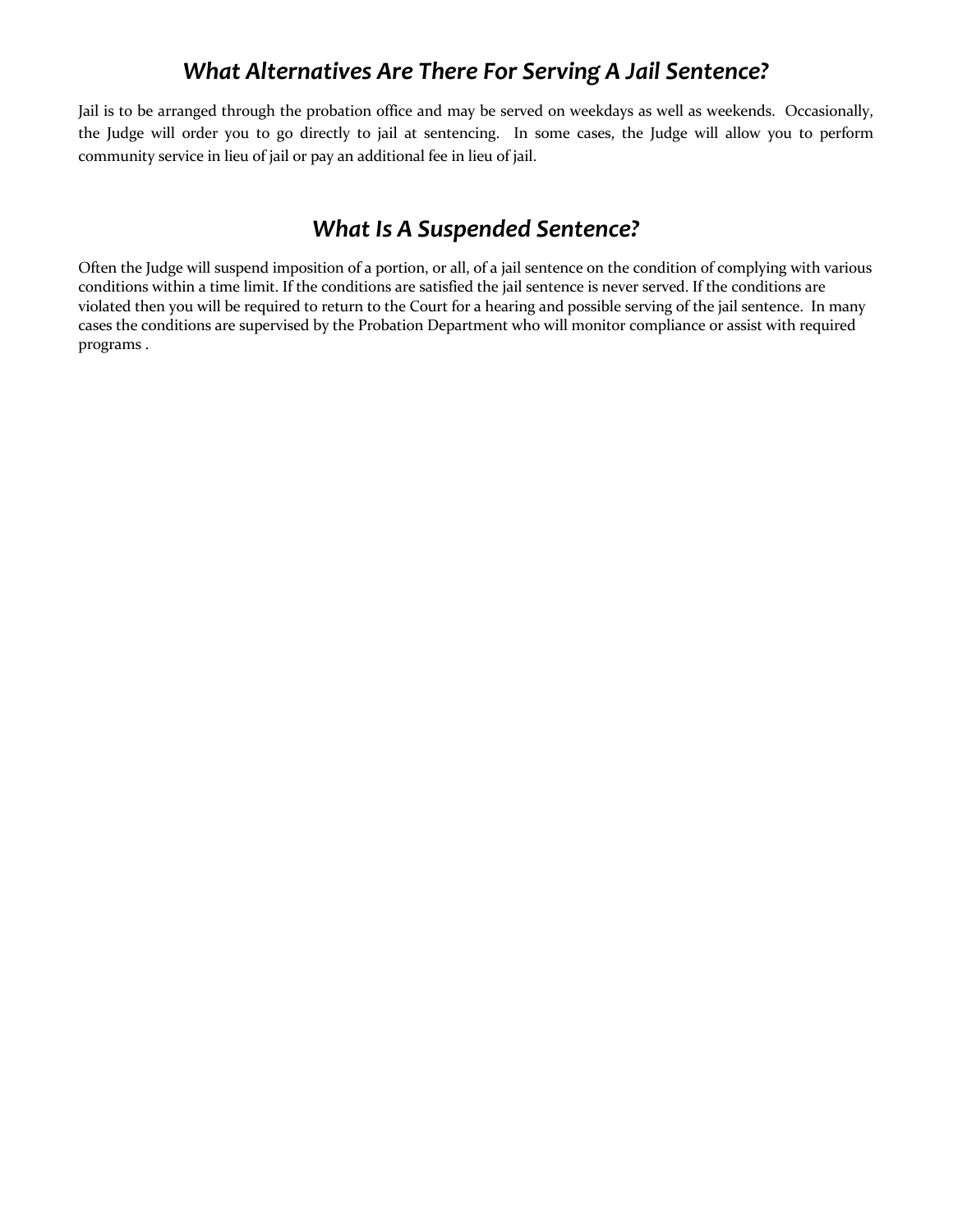## *What Alternatives Are There For Serving A Jail Sentence?*

Jail is to be arranged through the probation office and may be served on weekdays as well as weekends. Occasionally, the Judge will order you to go directly to jail at sentencing. In some cases, the Judge will allow you to perform community service in lieu of jail or pay an additional fee in lieu of jail.

## *What Is A Suspended Sentence?*

Often the Judge will suspend imposition of a portion, or all, of a jail sentence on the condition of complying with various conditions within a time limit. If the conditions are satisfied the jail sentence is never served. If the conditions are violated then you will be required to return to the Court for a hearing and possible serving of the jail sentence. In many cases the conditions are supervised by the Probation Department who will monitor compliance or assist with required programs .